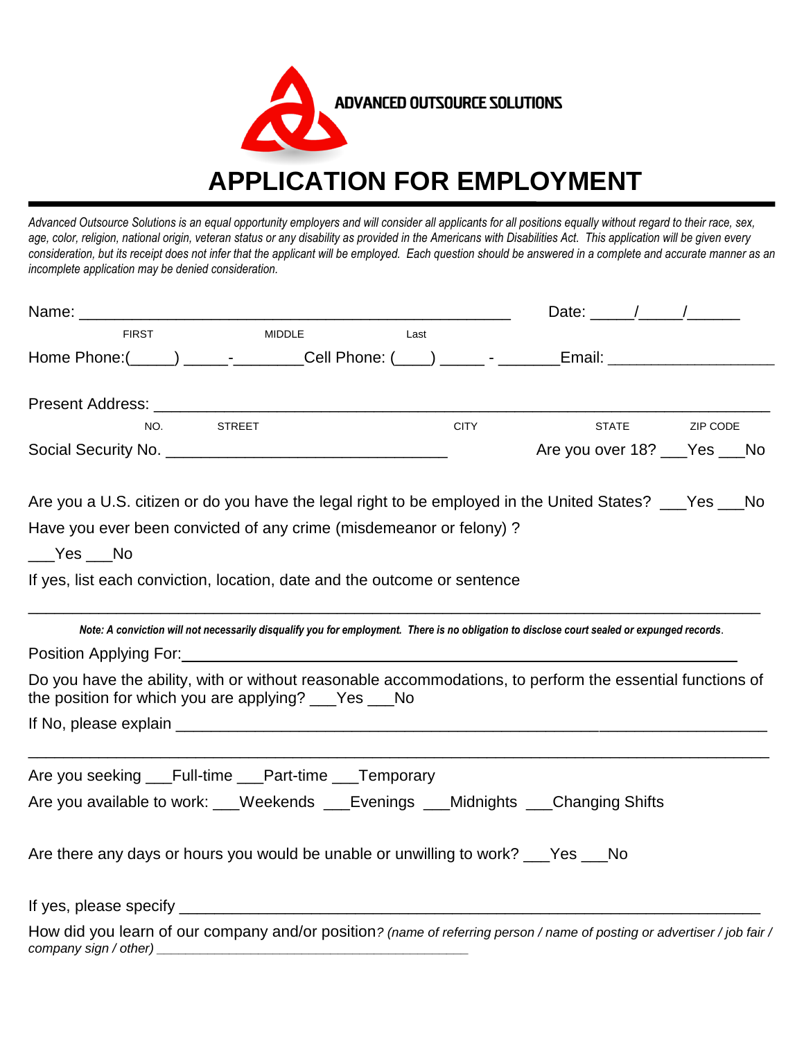ADVANCED OUTSOURCE SOLUTIONS

# APPLICATION FOR EMPLOYMENT

*Advanced Outsource Solutions is an equal opportunity employers and will consider all applicants for all positions equally without regard to their race, sex, age, color, religion, national origin, veteran status or any disability as provided in the Americans with Disabilities Act. This application will be given every consideration, but its receipt does not infer that the applicant will be employed. Each question should be answered in a complete and accurate manner as an incomplete application may be denied consideration.*

Name: ________________________________________________ Date: _____/_____/______

FIRST MIDDLE Last

Home Phone:(_____) _____-________Cell Phone: (____) _____ - _______Email: ___________________

Present Address: ______________________________________________________________________

NO. STREET CITY STATE ZIP CODE

Social Security No. ________________________________ Are you over 18? ___Yes ___No

Are you a U.S. citizen or do you have the legal right to be employed in the United States? ___Yes ___No

Have you ever been convicted of any crime (misdemeanor or felony) ?

___Yes ___No

If yes, list each conviction, location, date and the outcome or sentence

_________________________________________________________________________________

***Note: A conviction will not necessarily disqualify you for employment. There is no obligation to disclose court sealed or expunged records.***

Position Applying For:_______________________________________________________________

Do you have the ability, with or without reasonable accommodations, to perform the essential functions of the position for which you are applying? ___Yes ___No

If No, please explain _________________________________________________________________

_________________________________________________________________________________

Are you seeking ___Full-time ___Part-time ___Temporary

Are you available to work: ___Weekends ___Evenings ___Midnights ___Changing Shifts

Are there any days or hours you would be unable or unwilling to work? ___Yes ___No

If yes, please specify _________________________________________________________________

How did you learn of our company and/or position? *(name of referring person / name of posting or advertiser / job fair / company sign / other) ___________________________________________*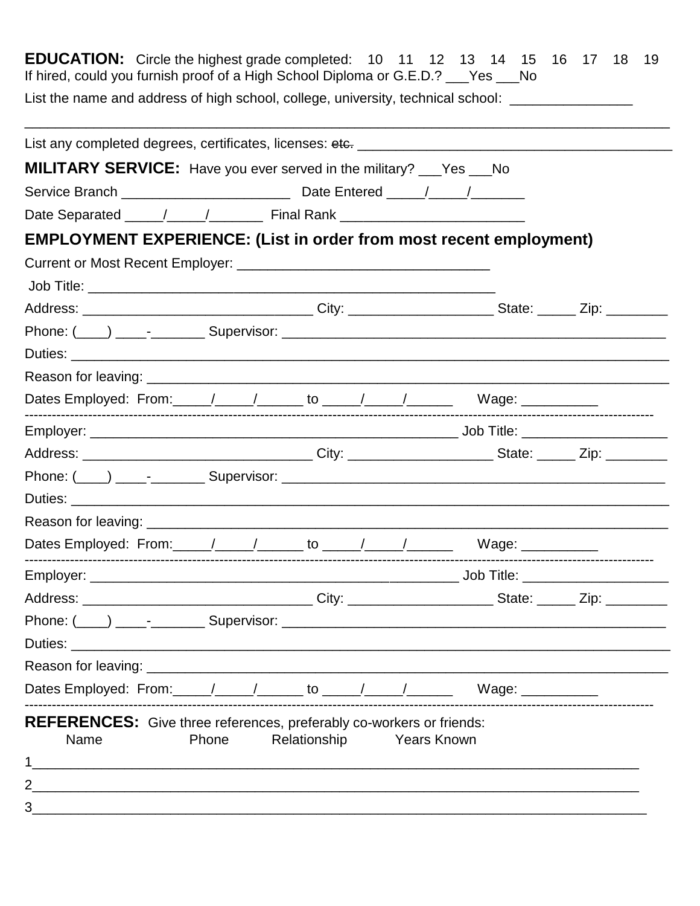**EDUCATION:** Circle the highest grade completed: 10 11 12 13 14 15 16 17 18 19

If hired, could you furnish proof of a High School Diploma or G.E.D.? ___Yes ___No

List the name and address of high school, college, university, technical school: ________________

______________________________________________________________________________________

List any completed degrees, certificates, licenses: ~~etc.~~ ________________________________________

**MILITARY SERVICE:** Have you ever served in the military? ___Yes ___No

Service Branch ______________________ Date Entered _____/_____/_______

Date Separated _____/_____/_______ Final Rank ________________________

## EMPLOYMENT EXPERIENCE: (List in order from most recent employment)

Current or Most Recent Employer: ________________________________

Job Title: ________________________________________________________

Address: ______________________________ City: ___________________ State: _____ Zip: ________

Phone: (____) ____-_______ Supervisor: __________________________________________________

Duties: ____________________________________________________________________________

Reason for leaving: ___________________________________________________________________

Dates Employed: From:_____/_____/______ to _____/_____/______ Wage: __________

---

Employer: _________________________________________________ Job Title: ___________________

Address: ______________________________ City: ___________________ State: _____ Zip: ________

Phone: (____) ____-_______ Supervisor: __________________________________________________

Duties: ____________________________________________________________________________

Reason for leaving: ___________________________________________________________________

Dates Employed: From:_____/_____/______ to _____/_____/______ Wage: __________

---

Employer: _________________________________________________ Job Title: ___________________

Address: ______________________________ City: ___________________ State: _____ Zip: ________

Phone: (____) ____-_______ Supervisor: __________________________________________________

Duties: ____________________________________________________________________________

Reason for leaving: ___________________________________________________________________

Dates Employed: From:_____/_____/______ to _____/_____/______ Wage: __________

---

**REFERENCES:** Give three references, preferably co-workers or friends:

| Name | Phone | Relationship | Years Known |
|---|---|---|---|
| 1 | | | |
| 2 | | | |
| 3 | | | |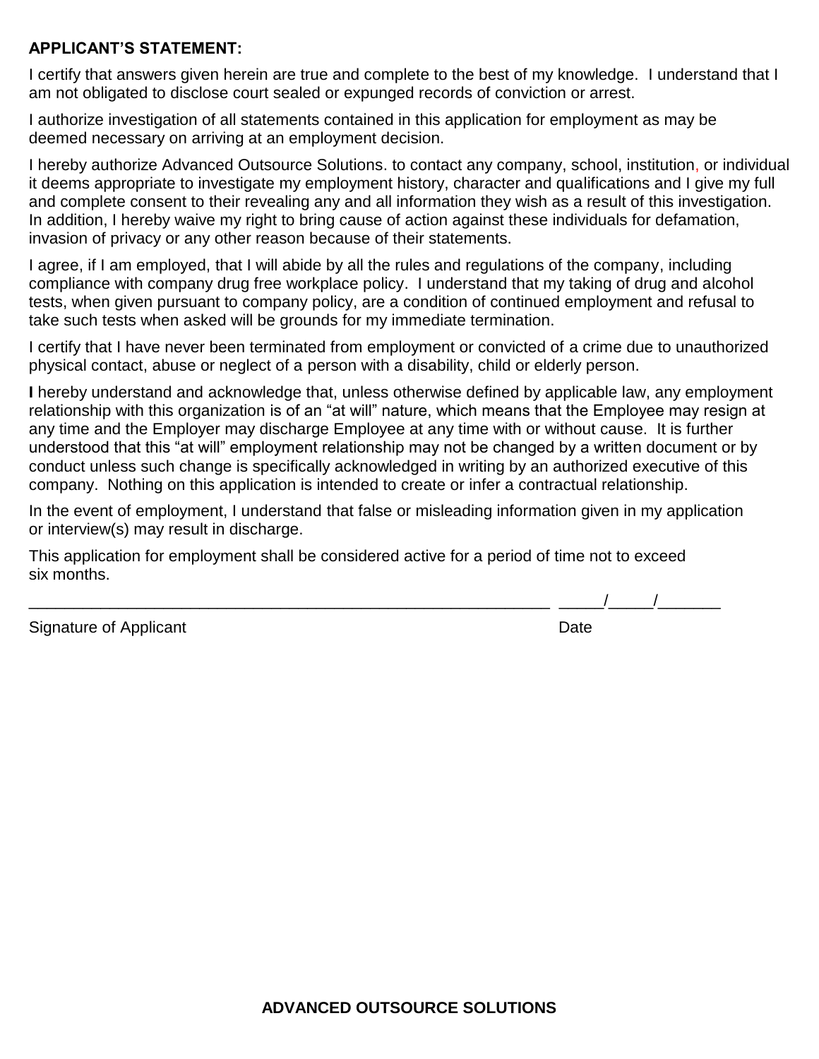**APPLICANT'S STATEMENT:**

I certify that answers given herein are true and complete to the best of my knowledge. I understand that I am not obligated to disclose court sealed or expunged records of conviction or arrest.

I authorize investigation of all statements contained in this application for employment as may be deemed necessary on arriving at an employment decision.

I hereby authorize Advanced Outsource Solutions. to contact any company, school, institution, or individual it deems appropriate to investigate my employment history, character and qualifications and I give my full and complete consent to their revealing any and all information they wish as a result of this investigation. In addition, I hereby waive my right to bring cause of action against these individuals for defamation, invasion of privacy or any other reason because of their statements.

I agree, if I am employed, that I will abide by all the rules and regulations of the company, including compliance with company drug free workplace policy. I understand that my taking of drug and alcohol tests, when given pursuant to company policy, are a condition of continued employment and refusal to take such tests when asked will be grounds for my immediate termination.

I certify that I have never been terminated from employment or convicted of a crime due to unauthorized physical contact, abuse or neglect of a person with a disability, child or elderly person.

**I** hereby understand and acknowledge that, unless otherwise defined by applicable law, any employment relationship with this organization is of an "at will" nature, which means that the Employee may resign at any time and the Employer may discharge Employee at any time with or without cause. It is further understood that this "at will" employment relationship may not be changed by a written document or by conduct unless such change is specifically acknowledged in writing by an authorized executive of this company. Nothing on this application is intended to create or infer a contractual relationship.

In the event of employment, I understand that false or misleading information given in my application or interview(s) may result in discharge.

This application for employment shall be considered active for a period of time not to exceed six months.

_____________________________________________________________ _____/_____/_______

Signature of Applicant Date

**ADVANCED OUTSOURCE SOLUTIONS**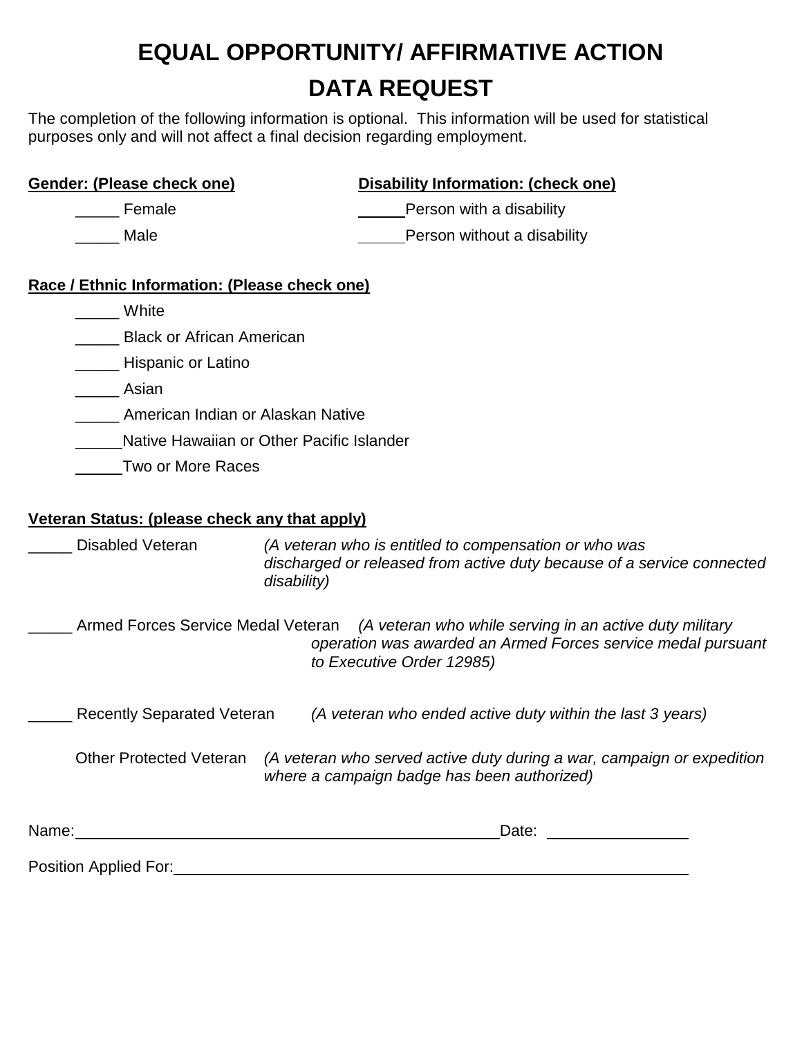# EQUAL OPPORTUNITY/ AFFIRMATIVE ACTION
# DATA REQUEST

The completion of the following information is optional. This information will be used for statistical purposes only and will not affect a final decision regarding employment.

**Gender: (Please check one)**

_____ Female

_____ Male

**Disability Information: (check one)**

_____ Person with a disability

_____ Person without a disability

**Race / Ethnic Information: (Please check one)**

_____ White

_____ Black or African American

_____ Hispanic or Latino

_____ Asian

_____ American Indian or Alaskan Native

_____ Native Hawaiian or Other Pacific Islander

_____ Two or More Races

**Veteran Status: (please check any that apply)**

_____ Disabled Veteran *(A veteran who is entitled to compensation or who was discharged or released from active duty because of a service connected disability)*

_____ Armed Forces Service Medal Veteran *(A veteran who while serving in an active duty military operation was awarded an Armed Forces service medal pursuant to Executive Order 12985)*

_____ Recently Separated Veteran *(A veteran who ended active duty within the last 3 years)*

Other Protected Veteran *(A veteran who served active duty during a war, campaign or expedition where a campaign badge has been authorized)*

Name: _______________________________________________ Date: _______________

Position Applied For: _______________________________________________________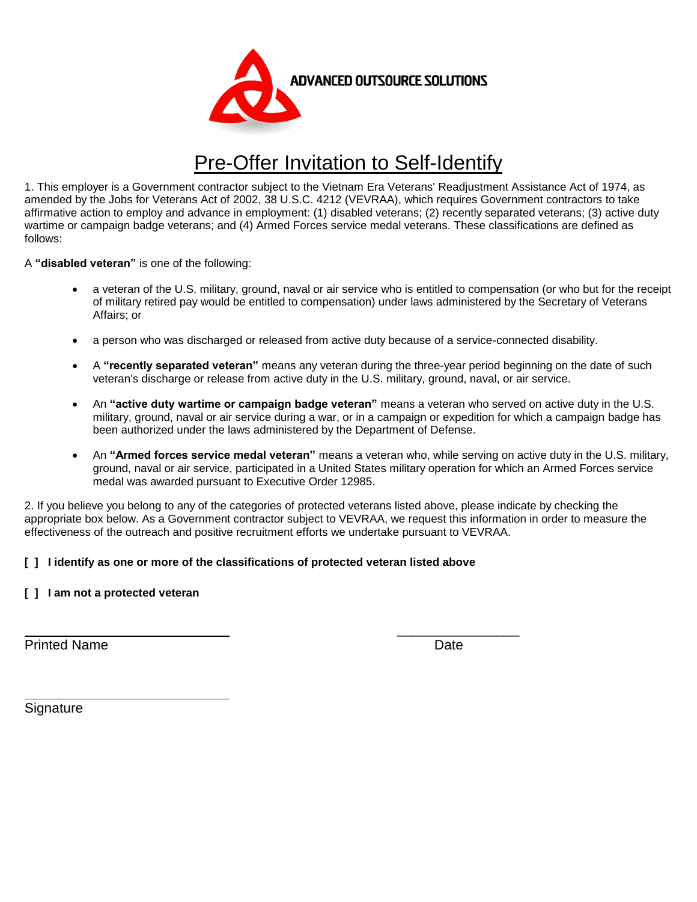ADVANCED OUTSOURCE SOLUTIONS

# Pre-Offer Invitation to Self-Identify

1. This employer is a Government contractor subject to the Vietnam Era Veterans' Readjustment Assistance Act of 1974, as amended by the Jobs for Veterans Act of 2002, 38 U.S.C. 4212 (VEVRAA), which requires Government contractors to take affirmative action to employ and advance in employment: (1) disabled veterans; (2) recently separated veterans; (3) active duty wartime or campaign badge veterans; and (4) Armed Forces service medal veterans. These classifications are defined as follows:

A **"disabled veteran"** is one of the following:

- a veteran of the U.S. military, ground, naval or air service who is entitled to compensation (or who but for the receipt of military retired pay would be entitled to compensation) under laws administered by the Secretary of Veterans Affairs; or
- a person who was discharged or released from active duty because of a service-connected disability.
- A **"recently separated veteran"** means any veteran during the three-year period beginning on the date of such veteran's discharge or release from active duty in the U.S. military, ground, naval, or air service.
- An **"active duty wartime or campaign badge veteran"** means a veteran who served on active duty in the U.S. military, ground, naval or air service during a war, or in a campaign or expedition for which a campaign badge has been authorized under the laws administered by the Department of Defense.
- An **"Armed forces service medal veteran"** means a veteran who, while serving on active duty in the U.S. military, ground, naval or air service, participated in a United States military operation for which an Armed Forces service medal was awarded pursuant to Executive Order 12985.

2. If you believe you belong to any of the categories of protected veterans listed above, please indicate by checking the appropriate box below. As a Government contractor subject to VEVRAA, we request this information in order to measure the effectiveness of the outreach and positive recruitment efforts we undertake pursuant to VEVRAA.

**[ ] I identify as one or more of the classifications of protected veteran listed above**

**[ ] I am not a protected veteran**

\_\_\_\_\_\_\_\_\_\_\_\_\_\_\_\_\_\_\_\_\_\_\_\_\_\_\_\_ &nbsp;&nbsp;&nbsp;&nbsp;&nbsp;&nbsp;&nbsp;&nbsp;&nbsp;&nbsp; \_\_\_\_\_\_\_\_\_\_\_\_\_\_\_\_\_\_

Printed Name &nbsp;&nbsp;&nbsp;&nbsp;&nbsp;&nbsp;&nbsp;&nbsp;&nbsp;&nbsp;&nbsp;&nbsp;&nbsp;&nbsp;&nbsp;&nbsp;&nbsp;&nbsp;&nbsp;&nbsp;&nbsp;&nbsp;&nbsp;&nbsp;&nbsp;&nbsp; Date

\_\_\_\_\_\_\_\_\_\_\_\_\_\_\_\_\_\_\_\_\_\_\_\_\_\_\_\_

Signature